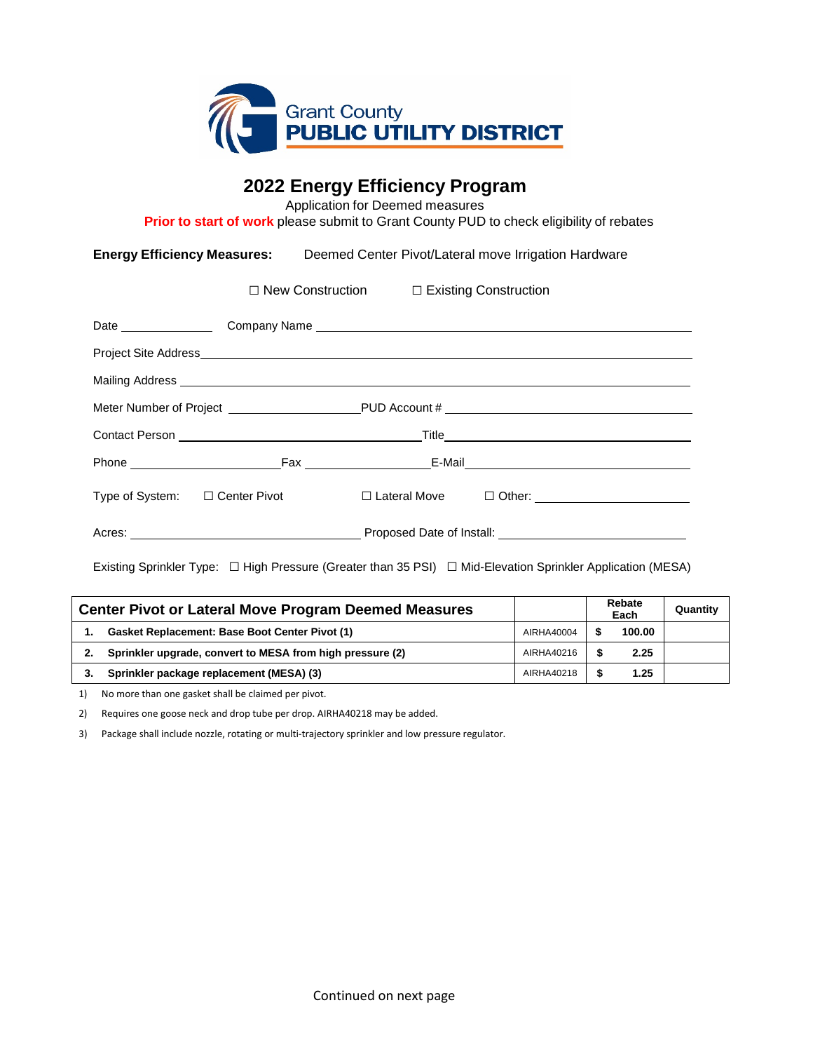# 2022 Energy Efficiency Program

Application for Deemed measures

**Prior to start of work** please submit to Grant County PUD to check eligibility of rebates

**Energy Efficiency Measures:** Deemed Center Pivot/Lateral move Irrigation Hardware

☐ New Construction ☐ Existing Construction

Date ______________ Company Name ______________________________________________

Project Site Address ______________________________________________________________

Mailing Address _________________________________________________________________

Meter Number of Project ____________________ PUD Account # __________________________

Contact Person ____________________________ Title ______________________________

Phone ____________________ Fax ____________________ E-Mail ______________________

Type of System: ☐ Center Pivot ☐ Lateral Move ☐ Other: ____________________

Acres: ______________________________ Proposed Date of Install: ______________________

Existing Sprinkler Type: ☐ High Pressure (Greater than 35 PSI) ☐ Mid-Elevation Sprinkler Application (MESA)

| Center Pivot or Lateral Move Program Deemed Measures | | Rebate Each | Quantity |
|---|---|---|---|
| **1. Gasket Replacement: Base Boot Center Pivot (1)** | AIRHA40004 | **$ 100.00** | |
| **2. Sprinkler upgrade, convert to MESA from high pressure (2)** | AIRHA40216 | **$ 2.25** | |
| **3. Sprinkler package replacement (MESA) (3)** | AIRHA40218 | **$ 1.25** | |

1) No more than one gasket shall be claimed per pivot.

2) Requires one goose neck and drop tube per drop. AIRHA40218 may be added.

3) Package shall include nozzle, rotating or multi-trajectory sprinkler and low pressure regulator.

Continued on next page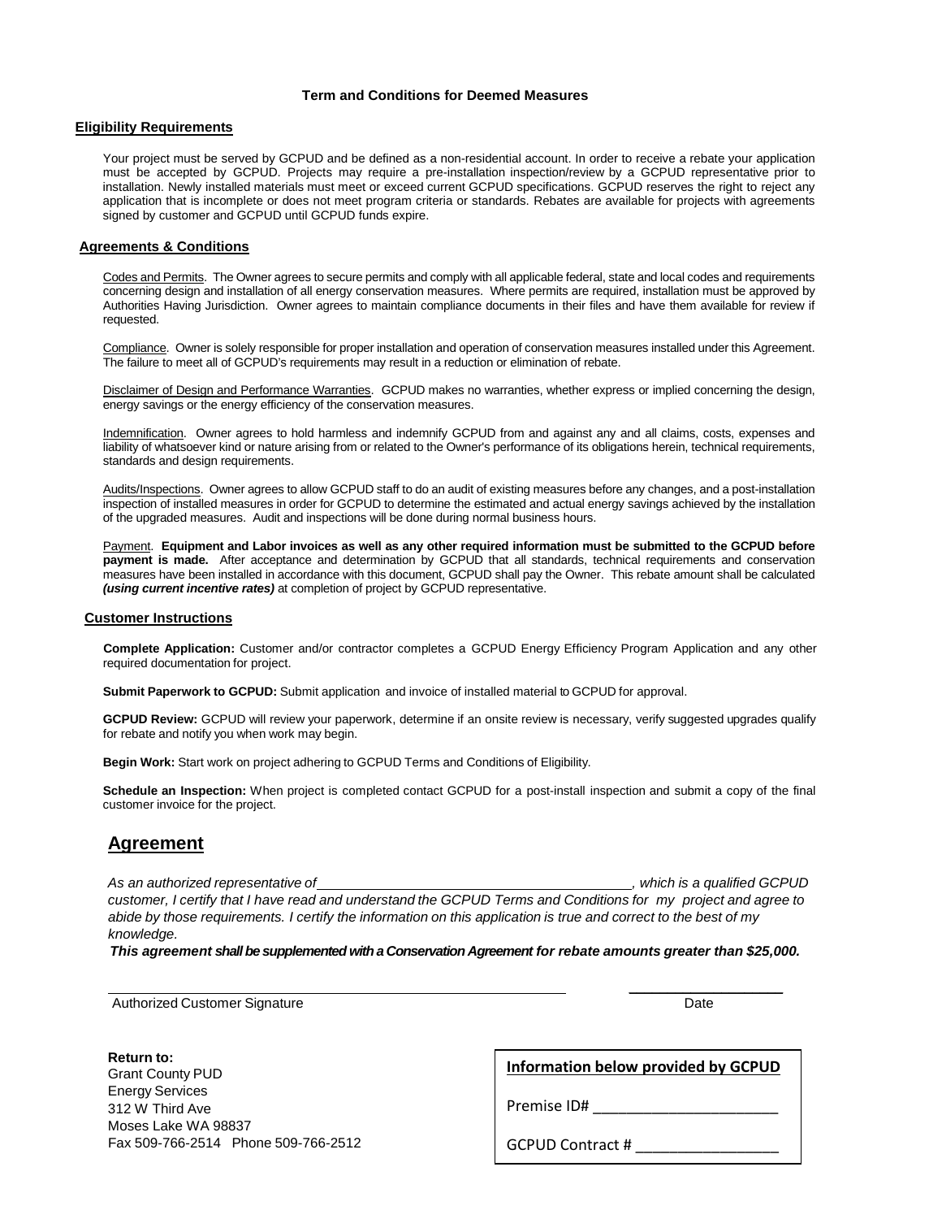**Term and Conditions for Deemed Measures**

## Eligibility Requirements

Your project must be served by GCPUD and be defined as a non-residential account. In order to receive a rebate your application must be accepted by GCPUD. Projects may require a pre-installation inspection/review by a GCPUD representative prior to installation. Newly installed materials must meet or exceed current GCPUD specifications. GCPUD reserves the right to reject any application that is incomplete or does not meet program criteria or standards. Rebates are available for projects with agreements signed by customer and GCPUD until GCPUD funds expire.

## Agreements & Conditions

Codes and Permits. The Owner agrees to secure permits and comply with all applicable federal, state and local codes and requirements concerning design and installation of all energy conservation measures. Where permits are required, installation must be approved by Authorities Having Jurisdiction. Owner agrees to maintain compliance documents in their files and have them available for review if requested.

Compliance. Owner is solely responsible for proper installation and operation of conservation measures installed under this Agreement. The failure to meet all of GCPUD's requirements may result in a reduction or elimination of rebate.

Disclaimer of Design and Performance Warranties. GCPUD makes no warranties, whether express or implied concerning the design, energy savings or the energy efficiency of the conservation measures.

Indemnification. Owner agrees to hold harmless and indemnify GCPUD from and against any and all claims, costs, expenses and liability of whatsoever kind or nature arising from or related to the Owner's performance of its obligations herein, technical requirements, standards and design requirements.

Audits/Inspections. Owner agrees to allow GCPUD staff to do an audit of existing measures before any changes, and a post-installation inspection of installed measures in order for GCPUD to determine the estimated and actual energy savings achieved by the installation of the upgraded measures. Audit and inspections will be done during normal business hours.

Payment. **Equipment and Labor invoices as well as any other required information must be submitted to the GCPUD before payment is made.** After acceptance and determination by GCPUD that all standards, technical requirements and conservation measures have been installed in accordance with this document, GCPUD shall pay the Owner. This rebate amount shall be calculated ***(using current incentive rates)*** at completion of project by GCPUD representative.

## Customer Instructions

**Complete Application:** Customer and/or contractor completes a GCPUD Energy Efficiency Program Application and any other required documentation for project.

**Submit Paperwork to GCPUD:** Submit application and invoice of installed material to GCPUD for approval.

**GCPUD Review:** GCPUD will review your paperwork, determine if an onsite review is necessary, verify suggested upgrades qualify for rebate and notify you when work may begin.

**Begin Work:** Start work on project adhering to GCPUD Terms and Conditions of Eligibility.

**Schedule an Inspection:** When project is completed contact GCPUD for a post-install inspection and submit a copy of the final customer invoice for the project.

## Agreement

*As an authorized representative of \_\_\_\_\_\_\_\_\_\_\_\_\_\_\_\_\_\_\_\_\_\_\_\_\_\_\_\_\_\_\_\_\_\_\_\_\_\_\_\_, which is a qualified GCPUD customer, I certify that I have read and understand the GCPUD Terms and Conditions for my project and agree to abide by those requirements. I certify the information on this application is true and correct to the best of my knowledge.*

***This agreement shall be supplemented with a Conservation Agreement for rebate amounts greater than $25,000.***

\_\_\_\_\_\_\_\_\_\_\_\_\_\_\_\_\_\_\_\_\_\_\_\_\_\_\_\_\_\_\_\_\_\_\_\_\_\_\_\_\_\_\_\_\_\_\_\_ \_\_\_\_\_\_\_\_\_\_\_\_\_\_\_\_\_\_\_\_
Authorized Customer Signature Date

**Return to:**
Grant County PUD
Energy Services
312 W Third Ave
Moses Lake WA 98837
Fax 509-766-2514 Phone 509-766-2512

**Information below provided by GCPUD**

Premise ID# \_\_\_\_\_\_\_\_\_\_\_\_\_\_\_\_\_\_\_\_\_\_

GCPUD Contract # \_\_\_\_\_\_\_\_\_\_\_\_\_\_\_\_\_\_